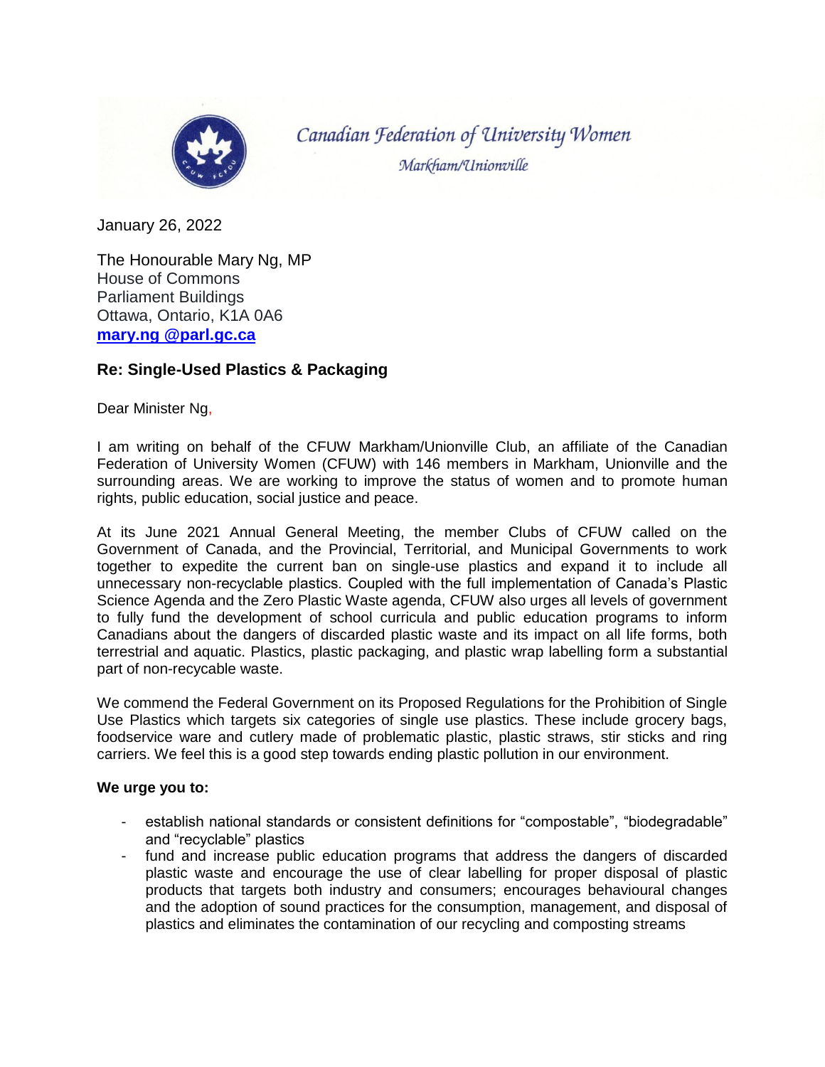Canadian Federation of University Women

Markham/Unionville

January 26, 2022

The Honourable Mary Ng, MP
House of Commons
Parliament Buildings
Ottawa, Ontario, K1A 0A6
**mary.ng @parl.gc.ca**

**Re: Single-Used Plastics & Packaging**

Dear Minister Ng,

I am writing on behalf of the CFUW Markham/Unionville Club, an affiliate of the Canadian Federation of University Women (CFUW) with 146 members in Markham, Unionville and the surrounding areas. We are working to improve the status of women and to promote human rights, public education, social justice and peace.

At its June 2021 Annual General Meeting, the member Clubs of CFUW called on the Government of Canada, and the Provincial, Territorial, and Municipal Governments to work together to expedite the current ban on single-use plastics and expand it to include all unnecessary non-recyclable plastics. Coupled with the full implementation of Canada's Plastic Science Agenda and the Zero Plastic Waste agenda, CFUW also urges all levels of government to fully fund the development of school curricula and public education programs to inform Canadians about the dangers of discarded plastic waste and its impact on all life forms, both terrestrial and aquatic. Plastics, plastic packaging, and plastic wrap labelling form a substantial part of non-recycable waste.

We commend the Federal Government on its Proposed Regulations for the Prohibition of Single Use Plastics which targets six categories of single use plastics. These include grocery bags, foodservice ware and cutlery made of problematic plastic, plastic straws, stir sticks and ring carriers. We feel this is a good step towards ending plastic pollution in our environment.

**We urge you to:**

- establish national standards or consistent definitions for "compostable", "biodegradable" and "recyclable" plastics
- fund and increase public education programs that address the dangers of discarded plastic waste and encourage the use of clear labelling for proper disposal of plastic products that targets both industry and consumers; encourages behavioural changes and the adoption of sound practices for the consumption, management, and disposal of plastics and eliminates the contamination of our recycling and composting streams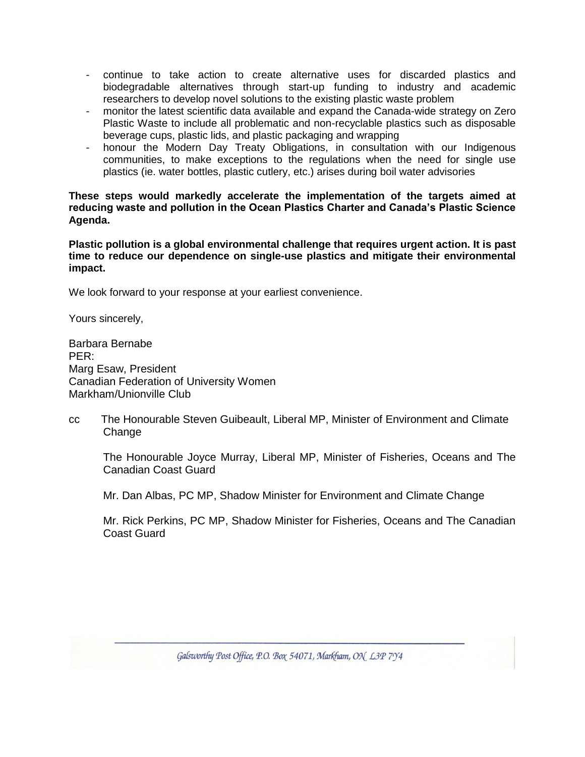- continue to take action to create alternative uses for discarded plastics and biodegradable alternatives through start-up funding to industry and academic researchers to develop novel solutions to the existing plastic waste problem
- monitor the latest scientific data available and expand the Canada-wide strategy on Zero Plastic Waste to include all problematic and non-recyclable plastics such as disposable beverage cups, plastic lids, and plastic packaging and wrapping
- honour the Modern Day Treaty Obligations, in consultation with our Indigenous communities, to make exceptions to the regulations when the need for single use plastics (ie. water bottles, plastic cutlery, etc.) arises during boil water advisories

**These steps would markedly accelerate the implementation of the targets aimed at reducing waste and pollution in the Ocean Plastics Charter and Canada's Plastic Science Agenda.**

**Plastic pollution is a global environmental challenge that requires urgent action. It is past time to reduce our dependence on single-use plastics and mitigate their environmental impact.**

We look forward to your response at your earliest convenience.

Yours sincerely,

Barbara Bernabe
PER:
Marg Esaw, President
Canadian Federation of University Women
Markham/Unionville Club

cc The Honourable Steven Guibeault, Liberal MP, Minister of Environment and Climate Change

The Honourable Joyce Murray, Liberal MP, Minister of Fisheries, Oceans and The Canadian Coast Guard

Mr. Dan Albas, PC MP, Shadow Minister for Environment and Climate Change

Mr. Rick Perkins, PC MP, Shadow Minister for Fisheries, Oceans and The Canadian Coast Guard

Galsworthy Post Office, P.O. Box 54071, Markham, ON L3P 7Y4